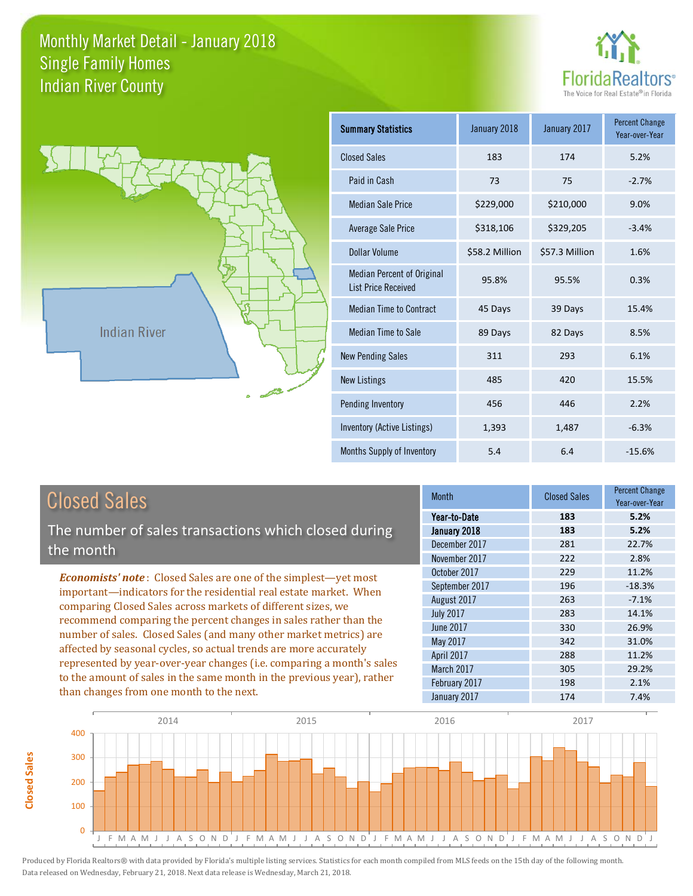# Monthly Market Detail - January 2018
## Single Family Homes
## Indian River County

FloridaRealtors® The Voice for Real Estate® in Florida

Indian River

| Summary Statistics | January 2018 | January 2017 | Percent Change Year-over-Year |
|---|---|---|---|
| Closed Sales | 183 | 174 | 5.2% |
| Paid in Cash | 73 | 75 | -2.7% |
| Median Sale Price | $229,000 | $210,000 | 9.0% |
| Average Sale Price | $318,106 | $329,205 | -3.4% |
| Dollar Volume | $58.2 Million | $57.3 Million | 1.6% |
| Median Percent of Original List Price Received | 95.8% | 95.5% | 0.3% |
| Median Time to Contract | 45 Days | 39 Days | 15.4% |
| Median Time to Sale | 89 Days | 82 Days | 8.5% |
| New Pending Sales | 311 | 293 | 6.1% |
| New Listings | 485 | 420 | 15.5% |
| Pending Inventory | 456 | 446 | 2.2% |
| Inventory (Active Listings) | 1,393 | 1,487 | -6.3% |
| Months Supply of Inventory | 5.4 | 6.4 | -15.6% |

## Closed Sales

The number of sales transactions which closed during the month

*Economists' note*: Closed Sales are one of the simplest—yet most important—indicators for the residential real estate market. When comparing Closed Sales across markets of different sizes, we recommend comparing the percent changes in sales rather than the number of sales. Closed Sales (and many other market metrics) are affected by seasonal cycles, so actual trends are more accurately represented by year-over-year changes (i.e. comparing a month's sales to the amount of sales in the same month in the previous year), rather than changes from one month to the next.

| Month | Closed Sales | Percent Change Year-over-Year |
|---|---|---|
| **Year-to-Date** | **183** | **5.2%** |
| **January 2018** | **183** | **5.2%** |
| December 2017 | 281 | 22.7% |
| November 2017 | 222 | 2.8% |
| October 2017 | 229 | 11.2% |
| September 2017 | 196 | -18.3% |
| August 2017 | 263 | -7.1% |
| July 2017 | 283 | 14.1% |
| June 2017 | 330 | 26.9% |
| May 2017 | 342 | 31.0% |
| April 2017 | 288 | 11.2% |
| March 2017 | 305 | 29.2% |
| February 2017 | 198 | 2.1% |
| January 2017 | 174 | 7.4% |

Produced by Florida Realtors® with data provided by Florida's multiple listing services. Statistics for each month compiled from MLS feeds on the 15th day of the following month. Data released on Wednesday, February 21, 2018. Next data release is Wednesday, March 21, 2018.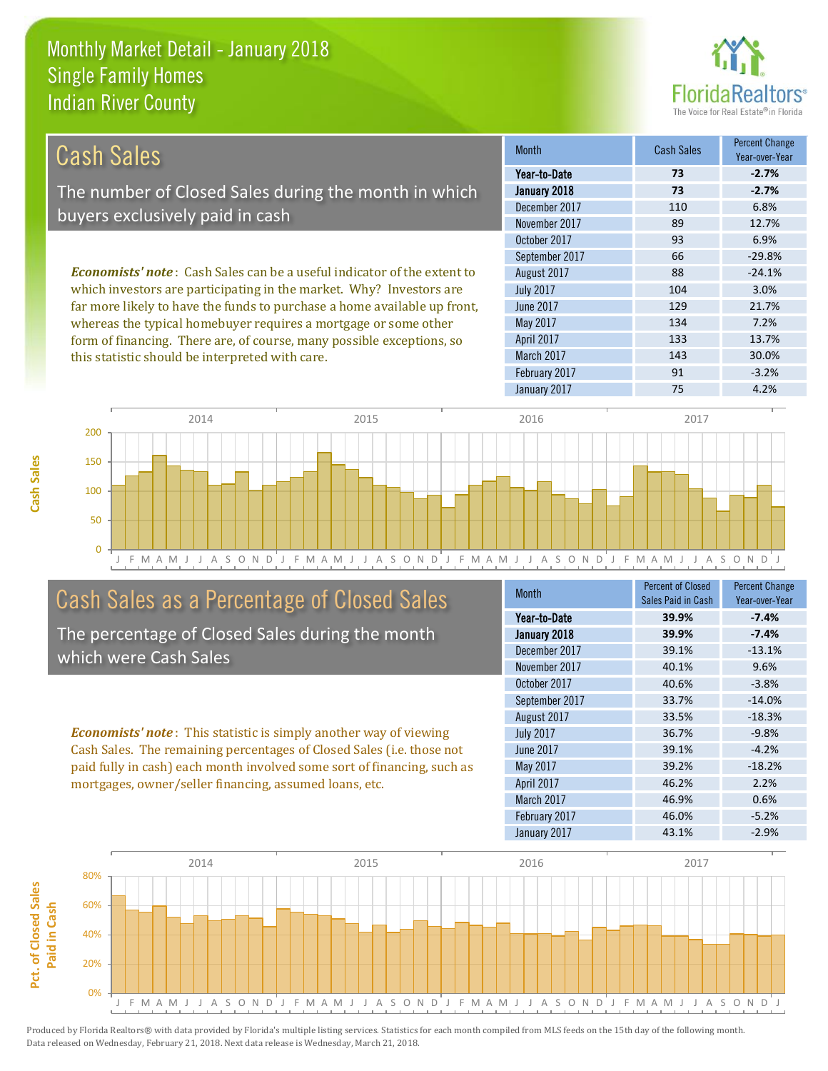# Monthly Market Detail - January 2018
## Single Family Homes
## Indian River County

## Cash Sales

The number of Closed Sales during the month in which buyers exclusively paid in cash

***Economists' note***: Cash Sales can be a useful indicator of the extent to which investors are participating in the market. Why? Investors are far more likely to have the funds to purchase a home available up front, whereas the typical homebuyer requires a mortgage or some other form of financing. There are, of course, many possible exceptions, so this statistic should be interpreted with care.

| Month | Cash Sales | Percent Change Year-over-Year |
|---|---|---|
| **Year-to-Date** | **73** | **-2.7%** |
| **January 2018** | **73** | **-2.7%** |
| December 2017 | 110 | 6.8% |
| November 2017 | 89 | 12.7% |
| October 2017 | 93 | 6.9% |
| September 2017 | 66 | -29.8% |
| August 2017 | 88 | -24.1% |
| July 2017 | 104 | 3.0% |
| June 2017 | 129 | 21.7% |
| May 2017 | 134 | 7.2% |
| April 2017 | 133 | 13.7% |
| March 2017 | 143 | 30.0% |
| February 2017 | 91 | -3.2% |
| January 2017 | 75 | 4.2% |

## Cash Sales as a Percentage of Closed Sales

The percentage of Closed Sales during the month which were Cash Sales

***Economists' note***: This statistic is simply another way of viewing Cash Sales. The remaining percentages of Closed Sales (i.e. those not paid fully in cash) each month involved some sort of financing, such as mortgages, owner/seller financing, assumed loans, etc.

| Month | Percent of Closed Sales Paid in Cash | Percent Change Year-over-Year |
|---|---|---|
| **Year-to-Date** | **39.9%** | **-7.4%** |
| **January 2018** | **39.9%** | **-7.4%** |
| December 2017 | 39.1% | -13.1% |
| November 2017 | 40.1% | 9.6% |
| October 2017 | 40.6% | -3.8% |
| September 2017 | 33.7% | -14.0% |
| August 2017 | 33.5% | -18.3% |
| July 2017 | 36.7% | -9.8% |
| June 2017 | 39.1% | -4.2% |
| May 2017 | 39.2% | -18.2% |
| April 2017 | 46.2% | 2.2% |
| March 2017 | 46.9% | 0.6% |
| February 2017 | 46.0% | -5.2% |
| January 2017 | 43.1% | -2.9% |

Produced by Florida Realtors® with data provided by Florida's multiple listing services. Statistics for each month compiled from MLS feeds on the 15th day of the following month. Data released on Wednesday, February 21, 2018. Next data release is Wednesday, March 21, 2018.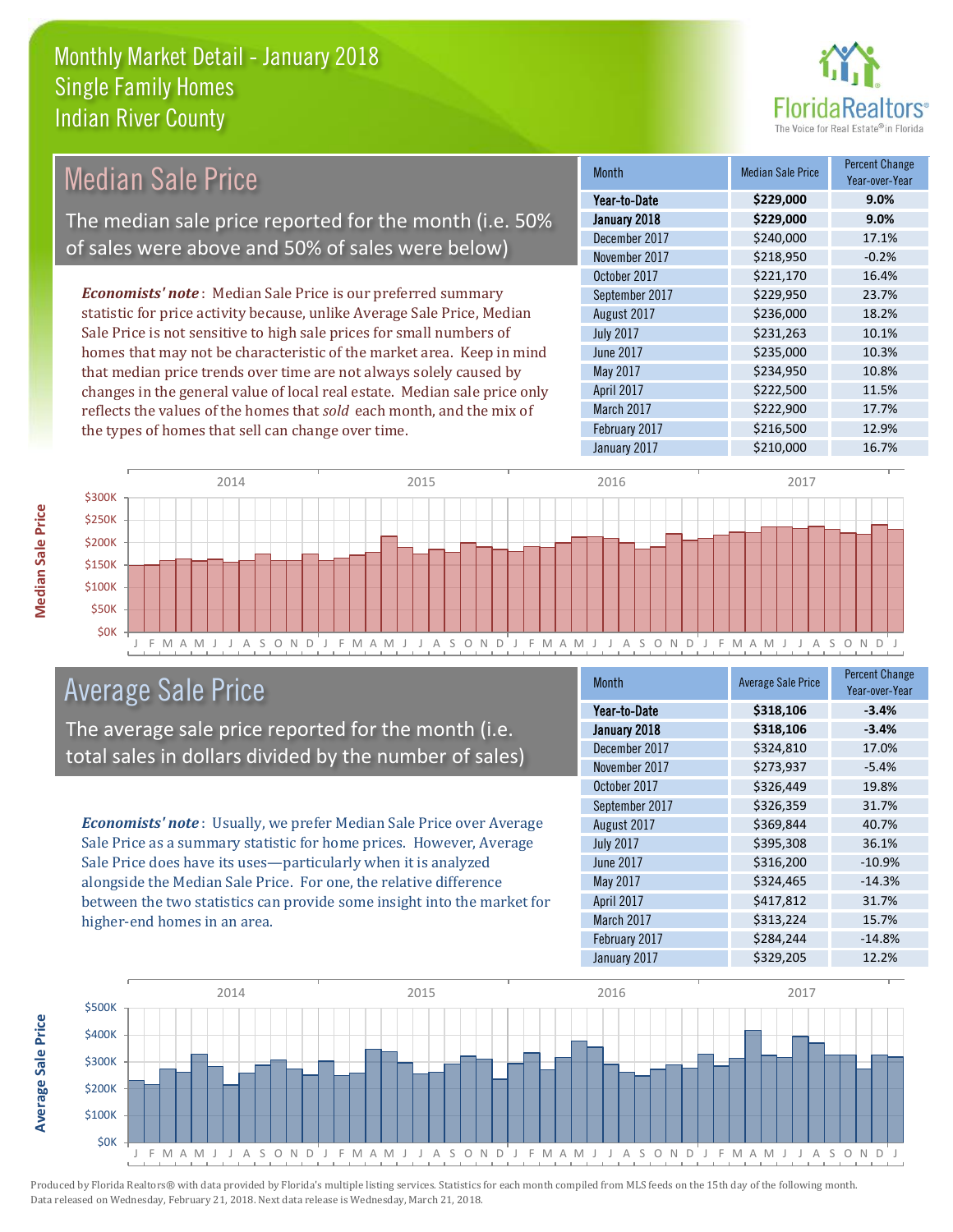# Monthly Market Detail - January 2018
## Single Family Homes
## Indian River County

## Median Sale Price

The median sale price reported for the month (i.e. 50% of sales were above and 50% of sales were below)

***Economists' note***: Median Sale Price is our preferred summary statistic for price activity because, unlike Average Sale Price, Median Sale Price is not sensitive to high sale prices for small numbers of homes that may not be characteristic of the market area. Keep in mind that median price trends over time are not always solely caused by changes in the general value of local real estate. Median sale price only reflects the values of the homes that *sold* each month, and the mix of the types of homes that sell can change over time.

| Month | Median Sale Price | Percent Change Year-over-Year |
|---|---|---|
| **Year-to-Date** | **$229,000** | **9.0%** |
| **January 2018** | **$229,000** | **9.0%** |
| December 2017 | $240,000 | 17.1% |
| November 2017 | $218,950 | -0.2% |
| October 2017 | $221,170 | 16.4% |
| September 2017 | $229,950 | 23.7% |
| August 2017 | $236,000 | 18.2% |
| July 2017 | $231,263 | 10.1% |
| June 2017 | $235,000 | 10.3% |
| May 2017 | $234,950 | 10.8% |
| April 2017 | $222,500 | 11.5% |
| March 2017 | $222,900 | 17.7% |
| February 2017 | $216,500 | 12.9% |
| January 2017 | $210,000 | 16.7% |

## Average Sale Price

The average sale price reported for the month (i.e. total sales in dollars divided by the number of sales)

***Economists' note***: Usually, we prefer Median Sale Price over Average Sale Price as a summary statistic for home prices. However, Average Sale Price does have its uses—particularly when it is analyzed alongside the Median Sale Price. For one, the relative difference between the two statistics can provide some insight into the market for higher-end homes in an area.

| Month | Average Sale Price | Percent Change Year-over-Year |
|---|---|---|
| **Year-to-Date** | **$318,106** | **-3.4%** |
| **January 2018** | **$318,106** | **-3.4%** |
| December 2017 | $324,810 | 17.0% |
| November 2017 | $273,937 | -5.4% |
| October 2017 | $326,449 | 19.8% |
| September 2017 | $326,359 | 31.7% |
| August 2017 | $369,844 | 40.7% |
| July 2017 | $395,308 | 36.1% |
| June 2017 | $316,200 | -10.9% |
| May 2017 | $324,465 | -14.3% |
| April 2017 | $417,812 | 31.7% |
| March 2017 | $313,224 | 15.7% |
| February 2017 | $284,244 | -14.8% |
| January 2017 | $329,205 | 12.2% |

Produced by Florida Realtors® with data provided by Florida's multiple listing services. Statistics for each month compiled from MLS feeds on the 15th day of the following month. Data released on Wednesday, February 21, 2018. Next data release is Wednesday, March 21, 2018.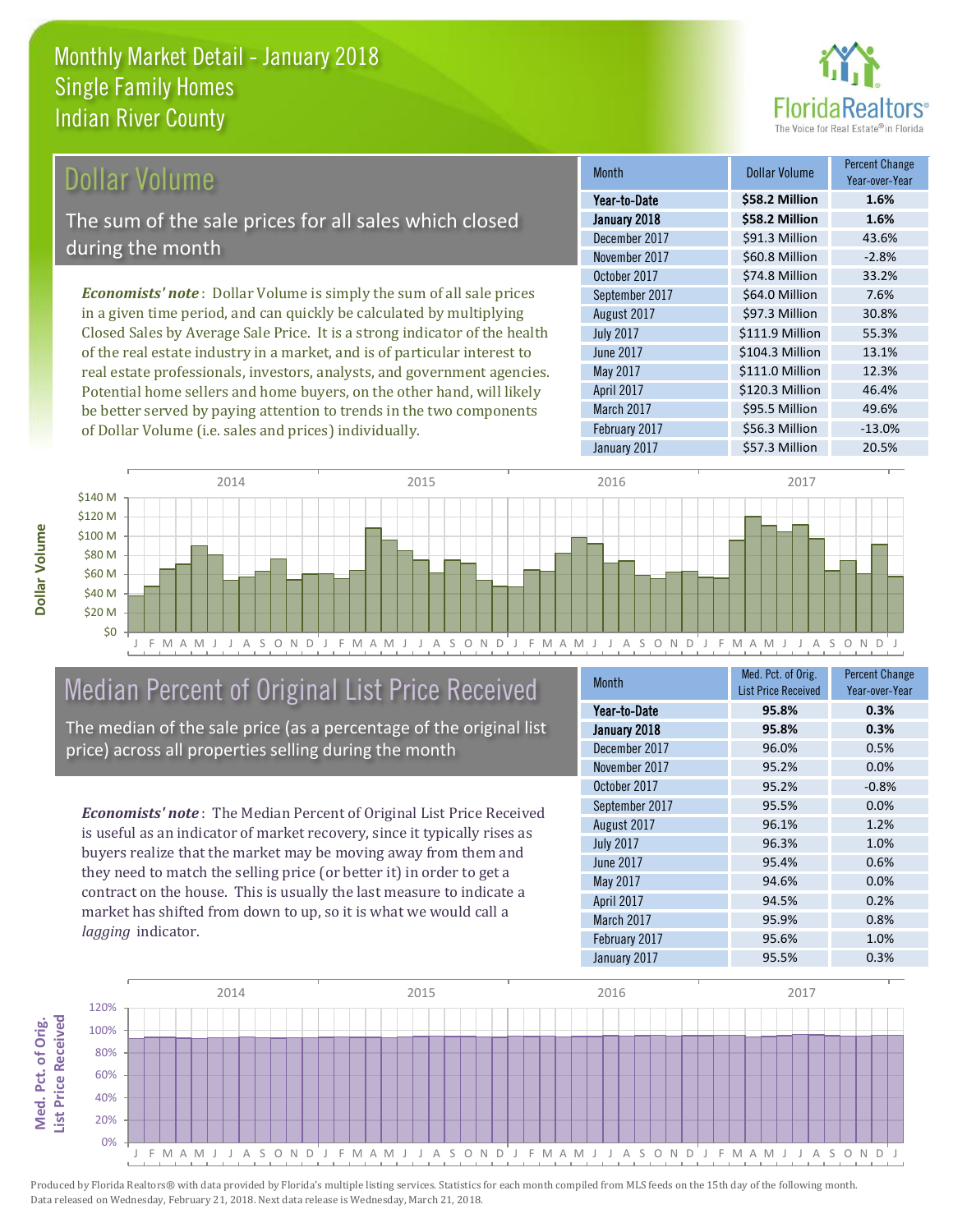# Monthly Market Detail - January 2018
## Single Family Homes
## Indian River County

## Dollar Volume

The sum of the sale prices for all sales which closed during the month

*Economists' note*: Dollar Volume is simply the sum of all sale prices in a given time period, and can quickly be calculated by multiplying Closed Sales by Average Sale Price. It is a strong indicator of the health of the real estate industry in a market, and is of particular interest to real estate professionals, investors, analysts, and government agencies. Potential home sellers and home buyers, on the other hand, will likely be better served by paying attention to trends in the two components of Dollar Volume (i.e. sales and prices) individually.

| Month | Dollar Volume | Percent Change Year-over-Year |
|---|---|---|
| **Year-to-Date** | **$58.2 Million** | **1.6%** |
| **January 2018** | **$58.2 Million** | **1.6%** |
| December 2017 | $91.3 Million | 43.6% |
| November 2017 | $60.8 Million | -2.8% |
| October 2017 | $74.8 Million | 33.2% |
| September 2017 | $64.0 Million | 7.6% |
| August 2017 | $97.3 Million | 30.8% |
| July 2017 | $111.9 Million | 55.3% |
| June 2017 | $104.3 Million | 13.1% |
| May 2017 | $111.0 Million | 12.3% |
| April 2017 | $120.3 Million | 46.4% |
| March 2017 | $95.5 Million | 49.6% |
| February 2017 | $56.3 Million | -13.0% |
| January 2017 | $57.3 Million | 20.5% |

## Median Percent of Original List Price Received

The median of the sale price (as a percentage of the original list price) across all properties selling during the month

*Economists' note*: The Median Percent of Original List Price Received is useful as an indicator of market recovery, since it typically rises as buyers realize that the market may be moving away from them and they need to match the selling price (or better it) in order to get a contract on the house. This is usually the last measure to indicate a market has shifted from down to up, so it is what we would call a *lagging* indicator.

| Month | Med. Pct. of Orig. List Price Received | Percent Change Year-over-Year |
|---|---|---|
| **Year-to-Date** | **95.8%** | **0.3%** |
| **January 2018** | **95.8%** | **0.3%** |
| December 2017 | 96.0% | 0.5% |
| November 2017 | 95.2% | 0.0% |
| October 2017 | 95.2% | -0.8% |
| September 2017 | 95.5% | 0.0% |
| August 2017 | 96.1% | 1.2% |
| July 2017 | 96.3% | 1.0% |
| June 2017 | 95.4% | 0.6% |
| May 2017 | 94.6% | 0.0% |
| April 2017 | 94.5% | 0.2% |
| March 2017 | 95.9% | 0.8% |
| February 2017 | 95.6% | 1.0% |
| January 2017 | 95.5% | 0.3% |

Produced by Florida Realtors® with data provided by Florida's multiple listing services. Statistics for each month compiled from MLS feeds on the 15th day of the following month. Data released on Wednesday, February 21, 2018. Next data release is Wednesday, March 21, 2018.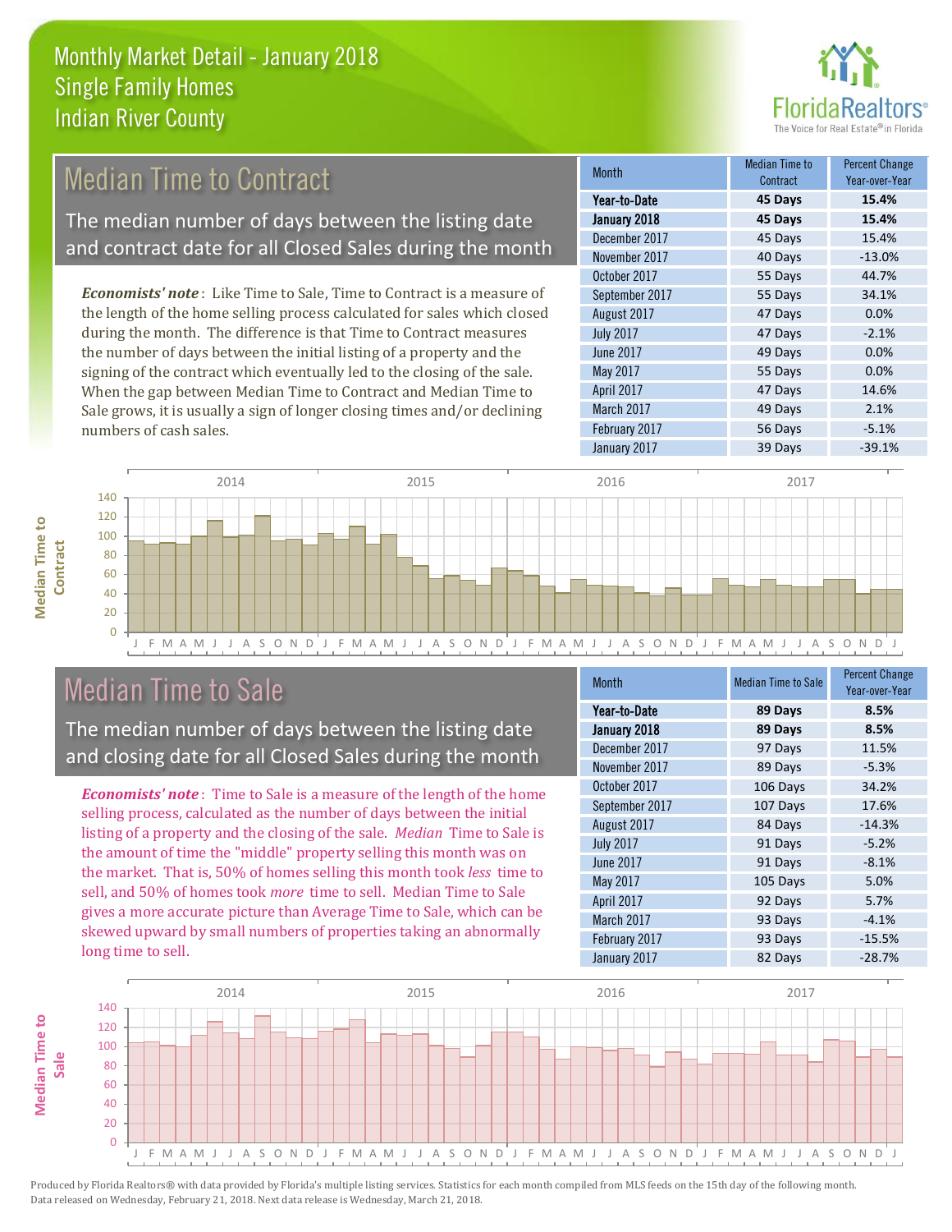Monthly Market Detail - January 2018
Single Family Homes
Indian River County

## Median Time to Contract

The median number of days between the listing date and contract date for all Closed Sales during the month

*Economists' note*: Like Time to Sale, Time to Contract is a measure of the length of the home selling process calculated for sales which closed during the month. The difference is that Time to Contract measures the number of days between the initial listing of a property and the signing of the contract which eventually led to the closing of the sale. When the gap between Median Time to Contract and Median Time to Sale grows, it is usually a sign of longer closing times and/or declining numbers of cash sales.

| Month | Median Time to Contract | Percent Change Year-over-Year |
|---|---|---|
| **Year-to-Date** | **45 Days** | **15.4%** |
| **January 2018** | **45 Days** | **15.4%** |
| December 2017 | 45 Days | 15.4% |
| November 2017 | 40 Days | -13.0% |
| October 2017 | 55 Days | 44.7% |
| September 2017 | 55 Days | 34.1% |
| August 2017 | 47 Days | 0.0% |
| July 2017 | 47 Days | -2.1% |
| June 2017 | 49 Days | 0.0% |
| May 2017 | 55 Days | 0.0% |
| April 2017 | 47 Days | 14.6% |
| March 2017 | 49 Days | 2.1% |
| February 2017 | 56 Days | -5.1% |
| January 2017 | 39 Days | -39.1% |

## Median Time to Sale

The median number of days between the listing date and closing date for all Closed Sales during the month

*Economists' note*: Time to Sale is a measure of the length of the home selling process, calculated as the number of days between the initial listing of a property and the closing of the sale. *Median* Time to Sale is the amount of time the "middle" property selling this month was on the market. That is, 50% of homes selling this month took *less* time to sell, and 50% of homes took *more* time to sell. Median Time to Sale gives a more accurate picture than Average Time to Sale, which can be skewed upward by small numbers of properties taking an abnormally long time to sell.

| Month | Median Time to Sale | Percent Change Year-over-Year |
|---|---|---|
| **Year-to-Date** | **89 Days** | **8.5%** |
| **January 2018** | **89 Days** | **8.5%** |
| December 2017 | 97 Days | 11.5% |
| November 2017 | 89 Days | -5.3% |
| October 2017 | 106 Days | 34.2% |
| September 2017 | 107 Days | 17.6% |
| August 2017 | 84 Days | -14.3% |
| July 2017 | 91 Days | -5.2% |
| June 2017 | 91 Days | -8.1% |
| May 2017 | 105 Days | 5.0% |
| April 2017 | 92 Days | 5.7% |
| March 2017 | 93 Days | -4.1% |
| February 2017 | 93 Days | -15.5% |
| January 2017 | 82 Days | -28.7% |

Produced by Florida Realtors® with data provided by Florida's multiple listing services. Statistics for each month compiled from MLS feeds on the 15th day of the following month. Data released on Wednesday, February 21, 2018. Next data release is Wednesday, March 21, 2018.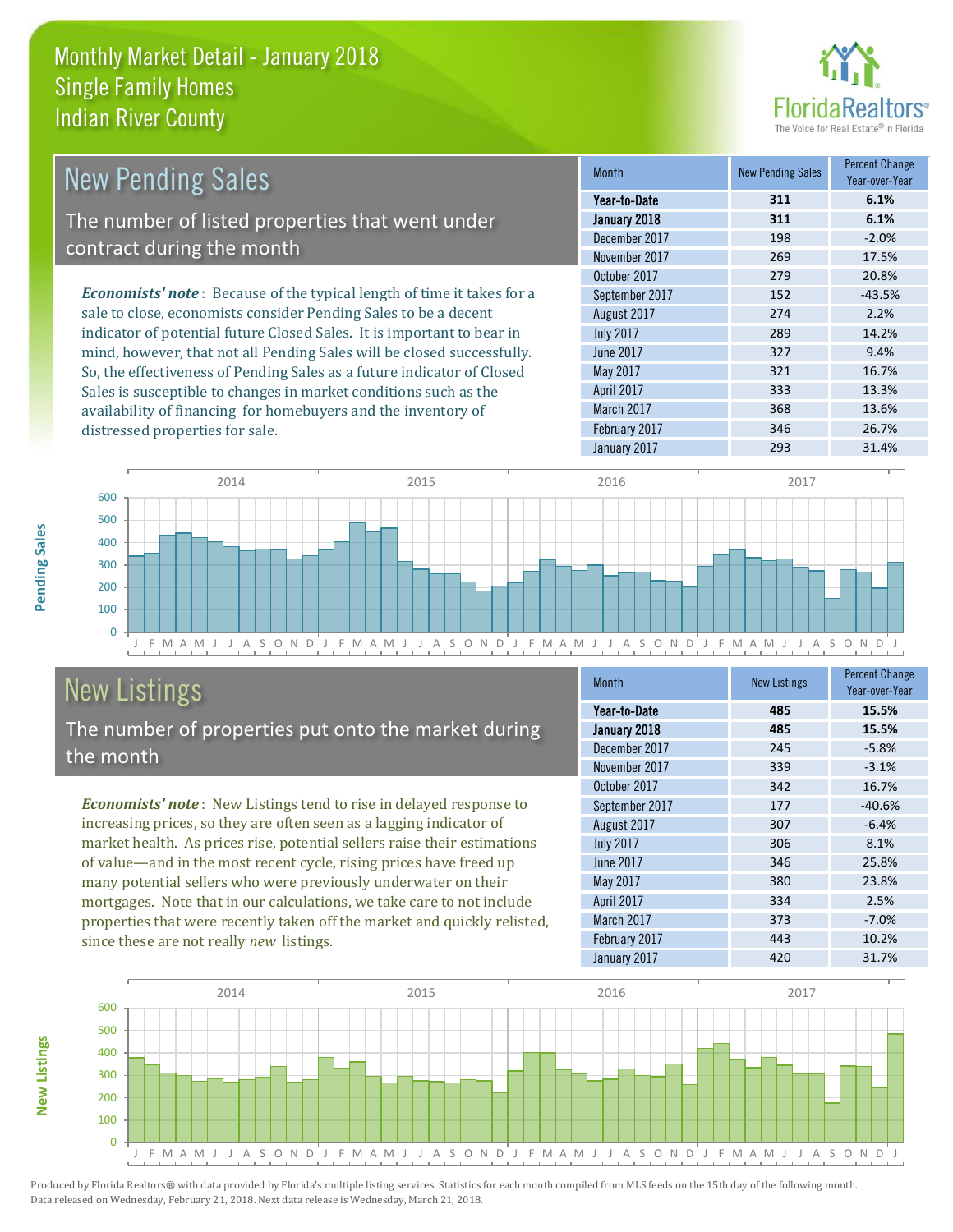# Monthly Market Detail - January 2018
## Single Family Homes
## Indian River County

## New Pending Sales

The number of listed properties that went under contract during the month

*Economists' note*: Because of the typical length of time it takes for a sale to close, economists consider Pending Sales to be a decent indicator of potential future Closed Sales. It is important to bear in mind, however, that not all Pending Sales will be closed successfully. So, the effectiveness of Pending Sales as a future indicator of Closed Sales is susceptible to changes in market conditions such as the availability of financing for homebuyers and the inventory of distressed properties for sale.

| Month | New Pending Sales | Percent Change Year-over-Year |
|---|---|---|
| **Year-to-Date** | **311** | **6.1%** |
| **January 2018** | **311** | **6.1%** |
| December 2017 | 198 | -2.0% |
| November 2017 | 269 | 17.5% |
| October 2017 | 279 | 20.8% |
| September 2017 | 152 | -43.5% |
| August 2017 | 274 | 2.2% |
| July 2017 | 289 | 14.2% |
| June 2017 | 327 | 9.4% |
| May 2017 | 321 | 16.7% |
| April 2017 | 333 | 13.3% |
| March 2017 | 368 | 13.6% |
| February 2017 | 346 | 26.7% |
| January 2017 | 293 | 31.4% |

## New Listings

The number of properties put onto the market during the month

*Economists' note*: New Listings tend to rise in delayed response to increasing prices, so they are often seen as a lagging indicator of market health. As prices rise, potential sellers raise their estimations of value—and in the most recent cycle, rising prices have freed up many potential sellers who were previously underwater on their mortgages. Note that in our calculations, we take care to not include properties that were recently taken off the market and quickly relisted, since these are not really *new* listings.

| Month | New Listings | Percent Change Year-over-Year |
|---|---|---|
| **Year-to-Date** | **485** | **15.5%** |
| **January 2018** | **485** | **15.5%** |
| December 2017 | 245 | -5.8% |
| November 2017 | 339 | -3.1% |
| October 2017 | 342 | 16.7% |
| September 2017 | 177 | -40.6% |
| August 2017 | 307 | -6.4% |
| July 2017 | 306 | 8.1% |
| June 2017 | 346 | 25.8% |
| May 2017 | 380 | 23.8% |
| April 2017 | 334 | 2.5% |
| March 2017 | 373 | -7.0% |
| February 2017 | 443 | 10.2% |
| January 2017 | 420 | 31.7% |

Produced by Florida Realtors® with data provided by Florida's multiple listing services. Statistics for each month compiled from MLS feeds on the 15th day of the following month. Data released on Wednesday, February 21, 2018. Next data release is Wednesday, March 21, 2018.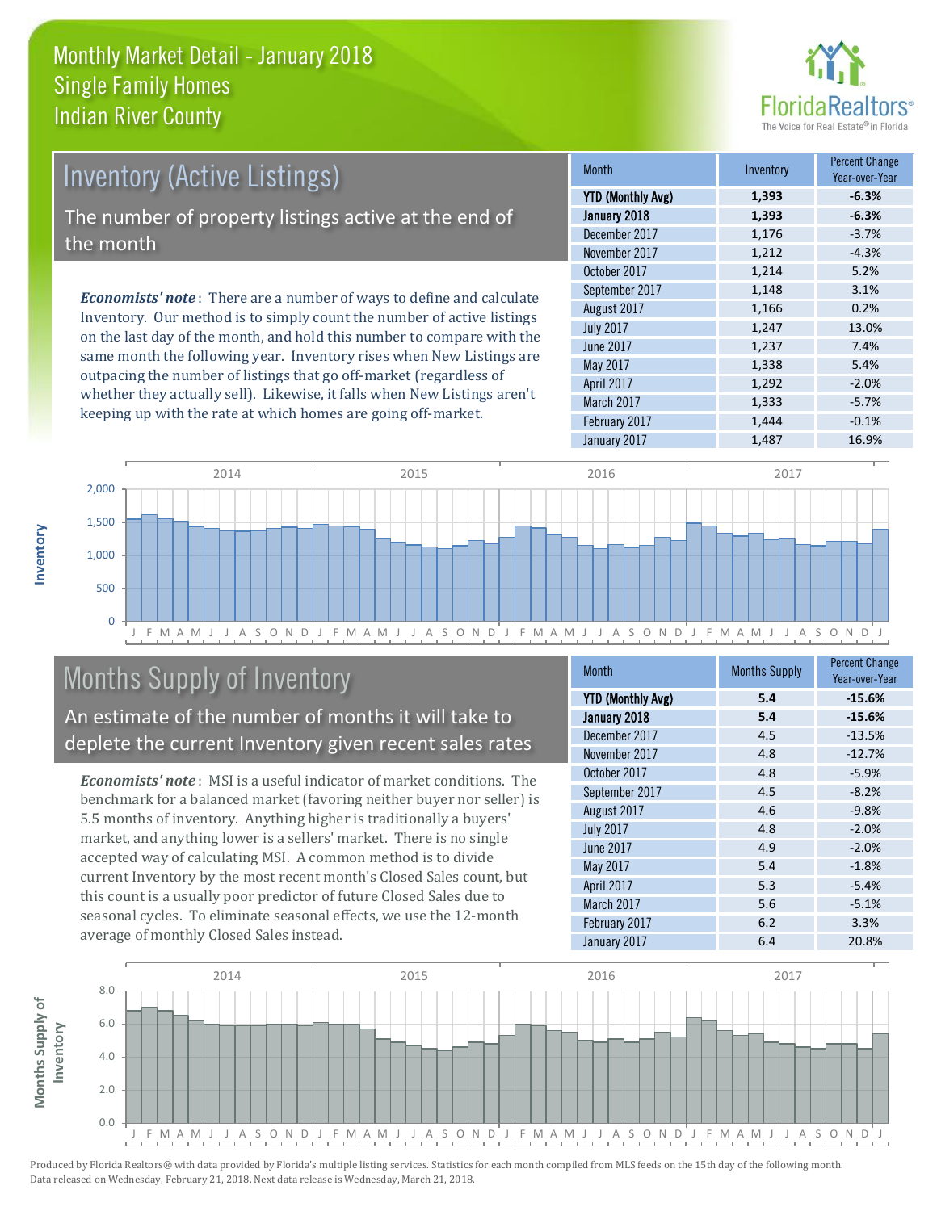# Monthly Market Detail - January 2018
## Single Family Homes
## Indian River County

## Inventory (Active Listings)

The number of property listings active at the end of the month

*Economists' note*: There are a number of ways to define and calculate Inventory. Our method is to simply count the number of active listings on the last day of the month, and hold this number to compare with the same month the following year. Inventory rises when New Listings are outpacing the number of listings that go off-market (regardless of whether they actually sell). Likewise, it falls when New Listings aren't keeping up with the rate at which homes are going off-market.

| Month | Inventory | Percent Change Year-over-Year |
|---|---|---|
| **YTD (Monthly Avg)** | **1,393** | **-6.3%** |
| **January 2018** | **1,393** | **-6.3%** |
| December 2017 | 1,176 | -3.7% |
| November 2017 | 1,212 | -4.3% |
| October 2017 | 1,214 | 5.2% |
| September 2017 | 1,148 | 3.1% |
| August 2017 | 1,166 | 0.2% |
| July 2017 | 1,247 | 13.0% |
| June 2017 | 1,237 | 7.4% |
| May 2017 | 1,338 | 5.4% |
| April 2017 | 1,292 | -2.0% |
| March 2017 | 1,333 | -5.7% |
| February 2017 | 1,444 | -0.1% |
| January 2017 | 1,487 | 16.9% |

## Months Supply of Inventory

An estimate of the number of months it will take to deplete the current Inventory given recent sales rates

*Economists' note*: MSI is a useful indicator of market conditions. The benchmark for a balanced market (favoring neither buyer nor seller) is 5.5 months of inventory. Anything higher is traditionally a buyers' market, and anything lower is a sellers' market. There is no single accepted way of calculating MSI. A common method is to divide current Inventory by the most recent month's Closed Sales count, but this count is a usually poor predictor of future Closed Sales due to seasonal cycles. To eliminate seasonal effects, we use the 12-month average of monthly Closed Sales instead.

| Month | Months Supply | Percent Change Year-over-Year |
|---|---|---|
| **YTD (Monthly Avg)** | **5.4** | **-15.6%** |
| **January 2018** | **5.4** | **-15.6%** |
| December 2017 | 4.5 | -13.5% |
| November 2017 | 4.8 | -12.7% |
| October 2017 | 4.8 | -5.9% |
| September 2017 | 4.5 | -8.2% |
| August 2017 | 4.6 | -9.8% |
| July 2017 | 4.8 | -2.0% |
| June 2017 | 4.9 | -2.0% |
| May 2017 | 5.4 | -1.8% |
| April 2017 | 5.3 | -5.4% |
| March 2017 | 5.6 | -5.1% |
| February 2017 | 6.2 | 3.3% |
| January 2017 | 6.4 | 20.8% |

Produced by Florida Realtors® with data provided by Florida's multiple listing services. Statistics for each month compiled from MLS feeds on the 15th day of the following month. Data released on Wednesday, February 21, 2018. Next data release is Wednesday, March 21, 2018.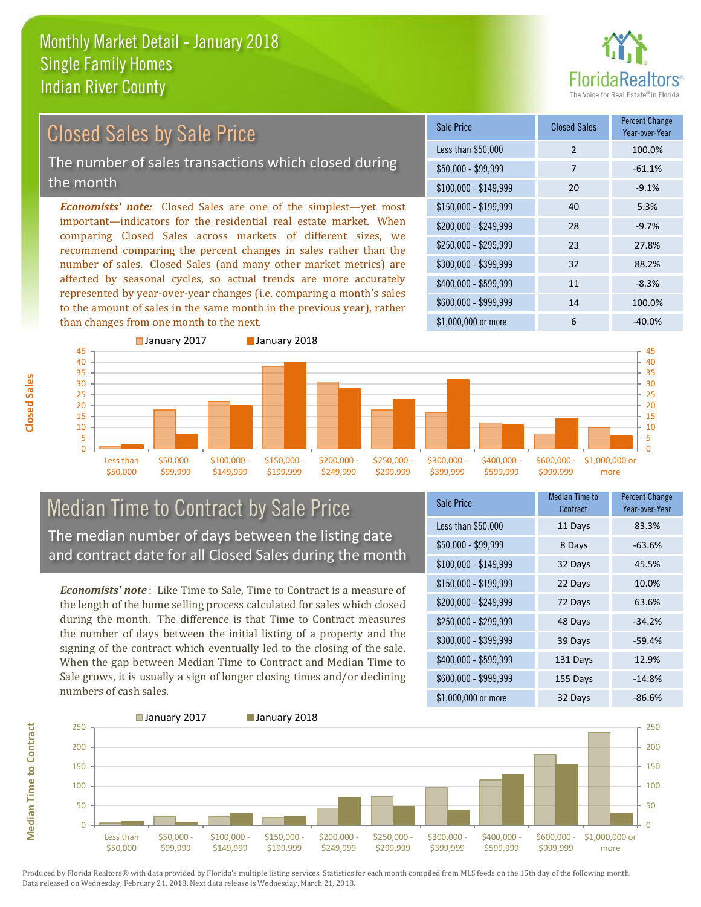# Monthly Market Detail - January 2018
## Single Family Homes
## Indian River County

FloridaRealtors® — The Voice for Real Estate® in Florida

## Closed Sales by Sale Price

The number of sales transactions which closed during the month

***Economists' note:*** Closed Sales are one of the simplest—yet most important—indicators for the residential real estate market. When comparing Closed Sales across markets of different sizes, we recommend comparing the percent changes in sales rather than the number of sales. Closed Sales (and many other market metrics) are affected by seasonal cycles, so actual trends are more accurately represented by year-over-year changes (i.e. comparing a month's sales to the amount of sales in the same month in the previous year), rather than changes from one month to the next.

| Sale Price | Closed Sales | Percent Change Year-over-Year |
|---|---|---|
| Less than $50,000 | 2 | 100.0% |
| $50,000 - $99,999 | 7 | -61.1% |
| $100,000 - $149,999 | 20 | -9.1% |
| $150,000 - $199,999 | 40 | 5.3% |
| $200,000 - $249,999 | 28 | -9.7% |
| $250,000 - $299,999 | 23 | 27.8% |
| $300,000 - $399,999 | 32 | 88.2% |
| $400,000 - $599,999 | 11 | -8.3% |
| $600,000 - $999,999 | 14 | 100.0% |
| $1,000,000 or more | 6 | -40.0% |

## Median Time to Contract by Sale Price

The median number of days between the listing date and contract date for all Closed Sales during the month

***Economists' note*** : Like Time to Sale, Time to Contract is a measure of the length of the home selling process calculated for sales which closed during the month. The difference is that Time to Contract measures the number of days between the initial listing of a property and the signing of the contract which eventually led to the closing of the sale. When the gap between Median Time to Contract and Median Time to Sale grows, it is usually a sign of longer closing times and/or declining numbers of cash sales.

| Sale Price | Median Time to Contract | Percent Change Year-over-Year |
|---|---|---|
| Less than $50,000 | 11 Days | 83.3% |
| $50,000 - $99,999 | 8 Days | -63.6% |
| $100,000 - $149,999 | 32 Days | 45.5% |
| $150,000 - $199,999 | 22 Days | 10.0% |
| $200,000 - $249,999 | 72 Days | 63.6% |
| $250,000 - $299,999 | 48 Days | -34.2% |
| $300,000 - $399,999 | 39 Days | -59.4% |
| $400,000 - $599,999 | 131 Days | 12.9% |
| $600,000 - $999,999 | 155 Days | -14.8% |
| $1,000,000 or more | 32 Days | -86.6% |

Produced by Florida Realtors® with data provided by Florida's multiple listing services. Statistics for each month compiled from MLS feeds on the 15th day of the following month. Data released on Wednesday, February 21, 2018. Next data release is Wednesday, March 21, 2018.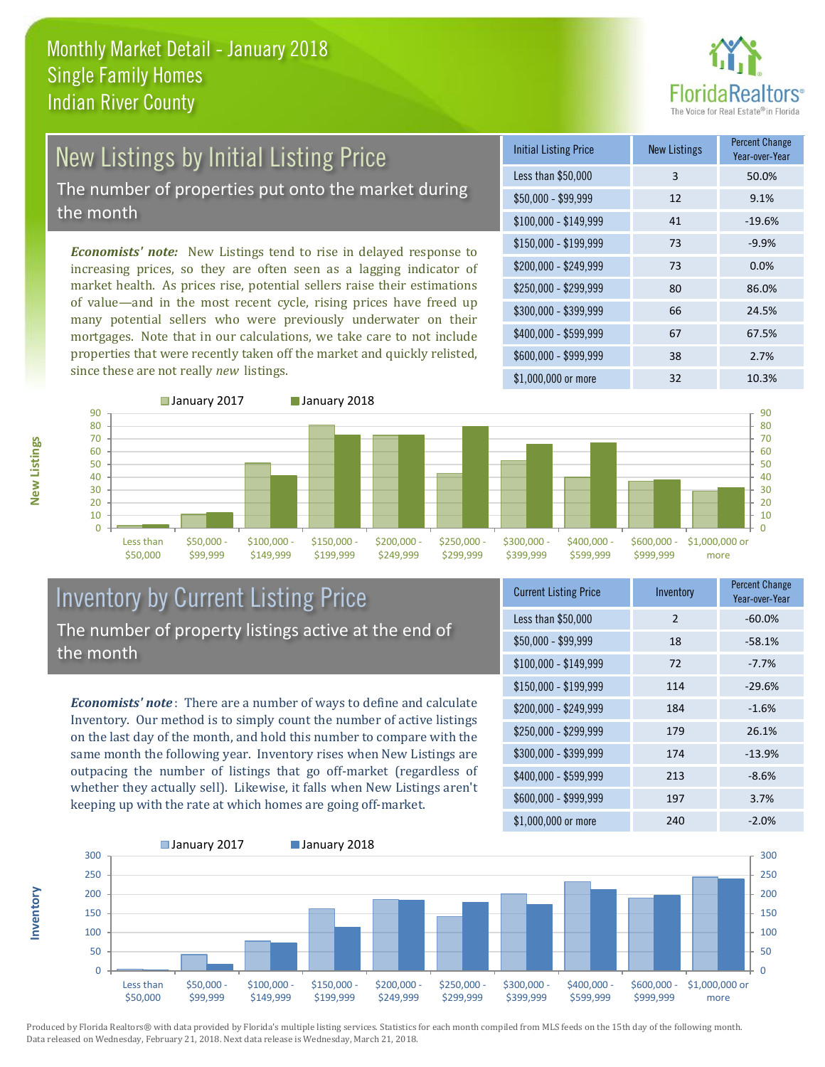# Monthly Market Detail - January 2018
## Single Family Homes
## Indian River County

FloridaRealtors® The Voice for Real Estate® in Florida

## New Listings by Initial Listing Price

The number of properties put onto the market during the month

*Economists' note:* New Listings tend to rise in delayed response to increasing prices, so they are often seen as a lagging indicator of market health. As prices rise, potential sellers raise their estimations of value—and in the most recent cycle, rising prices have freed up many potential sellers who were previously underwater on their mortgages. Note that in our calculations, we take care to not include properties that were recently taken off the market and quickly relisted, since these are not really *new* listings.

| Initial Listing Price | New Listings | Percent Change Year-over-Year |
|---|---|---|
| Less than $50,000 | 3 | 50.0% |
| $50,000 - $99,999 | 12 | 9.1% |
| $100,000 - $149,999 | 41 | -19.6% |
| $150,000 - $199,999 | 73 | -9.9% |
| $200,000 - $249,999 | 73 | 0.0% |
| $250,000 - $299,999 | 80 | 86.0% |
| $300,000 - $399,999 | 66 | 24.5% |
| $400,000 - $599,999 | 67 | 67.5% |
| $600,000 - $999,999 | 38 | 2.7% |
| $1,000,000 or more | 32 | 10.3% |

## Inventory by Current Listing Price

The number of property listings active at the end of the month

*Economists' note*: There are a number of ways to define and calculate Inventory. Our method is to simply count the number of active listings on the last day of the month, and hold this number to compare with the same month the following year. Inventory rises when New Listings are outpacing the number of listings that go off-market (regardless of whether they actually sell). Likewise, it falls when New Listings aren't keeping up with the rate at which homes are going off-market.

| Current Listing Price | Inventory | Percent Change Year-over-Year |
|---|---|---|
| Less than $50,000 | 2 | -60.0% |
| $50,000 - $99,999 | 18 | -58.1% |
| $100,000 - $149,999 | 72 | -7.7% |
| $150,000 - $199,999 | 114 | -29.6% |
| $200,000 - $249,999 | 184 | -1.6% |
| $250,000 - $299,999 | 179 | 26.1% |
| $300,000 - $399,999 | 174 | -13.9% |
| $400,000 - $599,999 | 213 | -8.6% |
| $600,000 - $999,999 | 197 | 3.7% |
| $1,000,000 or more | 240 | -2.0% |

Produced by Florida Realtors® with data provided by Florida's multiple listing services. Statistics for each month compiled from MLS feeds on the 15th day of the following month. Data released on Wednesday, February 21, 2018. Next data release is Wednesday, March 21, 2018.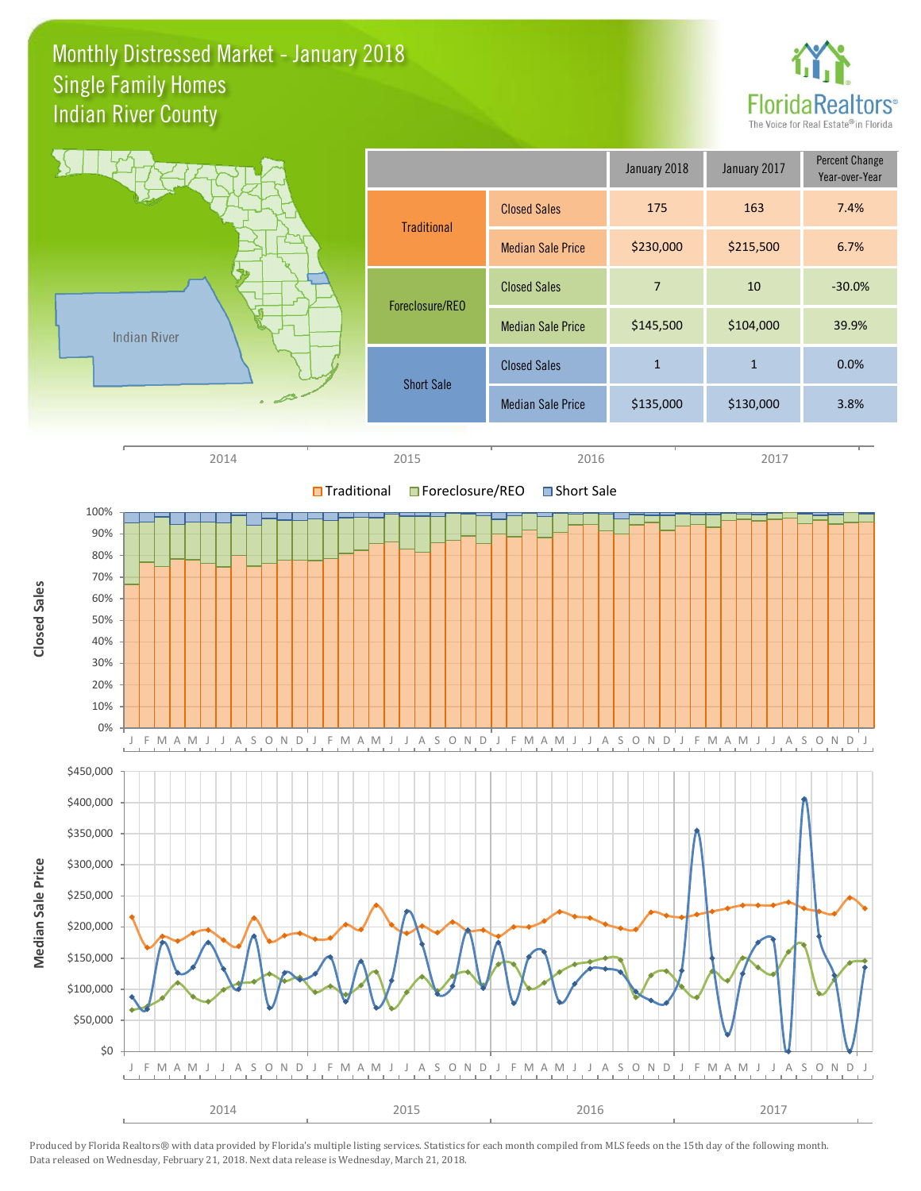# Monthly Distressed Market - January 2018
## Single Family Homes
## Indian River County

FloridaRealtors®
The Voice for Real Estate® in Florida

Indian River

| | | January 2018 | January 2017 | Percent Change Year-over-Year |
|---|---|---|---|---|
| Traditional | Closed Sales | 175 | 163 | 7.4% |
| | Median Sale Price | $230,000 | $215,500 | 6.7% |
| Foreclosure/REO | Closed Sales | 7 | 10 | -30.0% |
| | Median Sale Price | $145,500 | $104,000 | 39.9% |
| Short Sale | Closed Sales | 1 | 1 | 0.0% |
| | Median Sale Price | $135,000 | $130,000 | 3.8% |

2014 2015 2016 2017

Traditional Foreclosure/REO Short Sale

Closed Sales

100% 90% 80% 70% 60% 50% 40% 30% 20% 10% 0%

J F M A M J J A S O N D J F M A M J J A S O N D J F M A M J J A S O N D J F M A M J J A S O N D J

Median Sale Price

$450,000 $400,000 $350,000 $300,000 $250,000 $200,000 $150,000 $100,000 $50,000 $0

J F M A M J J A S O N D J F M A M J J A S O N D J F M A M J J A S O N D J F M A M J J A S O N D J

2014 2015 2016 2017

Produced by Florida Realtors® with data provided by Florida's multiple listing services. Statistics for each month compiled from MLS feeds on the 15th day of the following month. Data released on Wednesday, February 21, 2018. Next data release is Wednesday, March 21, 2018.